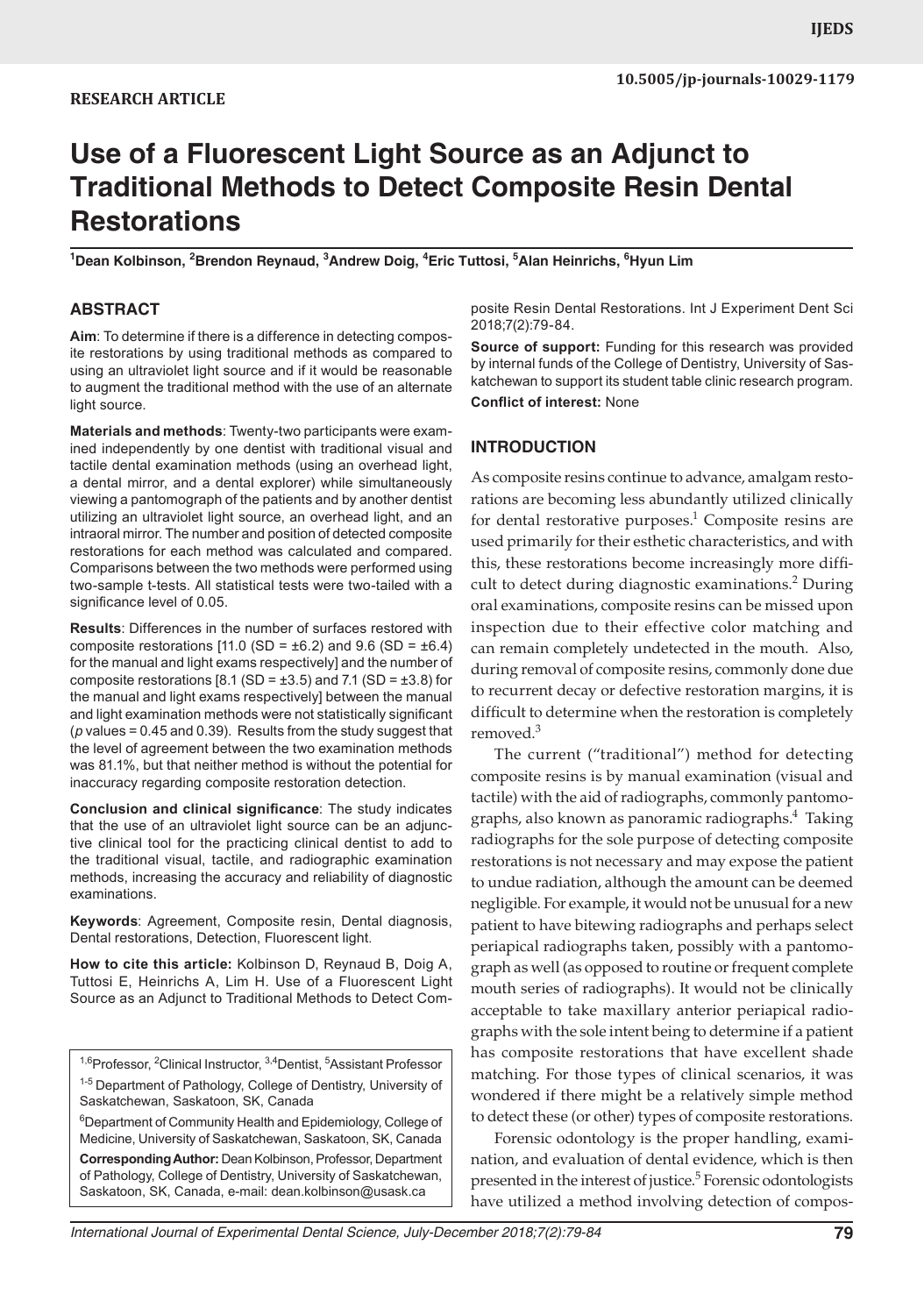**RESEARCH ARTICLE**

10.5005/jp-journals-10029-1179

# Use of a Fluorescent Light Source as an Adjunct to Traditional Methods to Detect Composite Resin Dental Restorations

[1]Dean Kolbinson, [2]Brendon Reynaud, [3]Andrew Doig, [4]Eric Tuttosi, [5]Alan Heinrichs, [6]Hyun Lim

## ABSTRACT

**Aim**: To determine if there is a difference in detecting composite restorations by using traditional methods as compared to using an ultraviolet light source and if it would be reasonable to augment the traditional method with the use of an alternate light source.

**Materials and methods**: Twenty-two participants were examined independently by one dentist with traditional visual and tactile dental examination methods (using an overhead light, a dental mirror, and a dental explorer) while simultaneously viewing a pantomograph of the patients and by another dentist utilizing an ultraviolet light source, an overhead light, and an intraoral mirror. The number and position of detected composite restorations for each method was calculated and compared. Comparisons between the two methods were performed using two-sample t-tests. All statistical tests were two-tailed with a significance level of 0.05.

**Results**: Differences in the number of surfaces restored with composite restorations [11.0 (SD = ±6.2) and 9.6 (SD = ±6.4) for the manual and light exams respectively] and the number of composite restorations [8.1 (SD = ±3.5) and 7.1 (SD = ±3.8) for the manual and light exams respectively] between the manual and light examination methods were not statistically significant (*p* values = 0.45 and 0.39). Results from the study suggest that the level of agreement between the two examination methods was 81.1%, but that neither method is without the potential for inaccuracy regarding composite restoration detection.

**Conclusion and clinical significance**: The study indicates that the use of an ultraviolet light source can be an adjunctive clinical tool for the practicing clinical dentist to add to the traditional visual, tactile, and radiographic examination methods, increasing the accuracy and reliability of diagnostic examinations.

**Keywords**: Agreement, Composite resin, Dental diagnosis, Dental restorations, Detection, Fluorescent light.

**How to cite this article:** Kolbinson D, Reynaud B, Doig A, Tuttosi E, Heinrichs A, Lim H. Use of a Fluorescent Light Source as an Adjunct to Traditional Methods to Detect Composite Resin Dental Restorations. Int J Experiment Dent Sci 2018;7(2):79-84.

**Source of support:** Funding for this research was provided by internal funds of the College of Dentistry, University of Saskatchewan to support its student table clinic research program.

**Conflict of interest:** None

[1,6]Professor, [2]Clinical Instructor, [3,4]Dentist, [5]Assistant Professor

[1-5]Department of Pathology, College of Dentistry, University of Saskatchewan, Saskatoon, SK, Canada

[6]Department of Community Health and Epidemiology, College of Medicine, University of Saskatchewan, Saskatoon, SK, Canada

**Corresponding Author:** Dean Kolbinson, Professor, Department of Pathology, College of Dentistry, University of Saskatchewan, Saskatoon, SK, Canada, e-mail: dean.kolbinson@usask.ca

## INTRODUCTION

As composite resins continue to advance, amalgam restorations are becoming less abundantly utilized clinically for dental restorative purposes.[1] Composite resins are used primarily for their esthetic characteristics, and with this, these restorations become increasingly more difficult to detect during diagnostic examinations.[2] During oral examinations, composite resins can be missed upon inspection due to their effective color matching and can remain completely undetected in the mouth. Also, during removal of composite resins, commonly done due to recurrent decay or defective restoration margins, it is difficult to determine when the restoration is completely removed.[3]

The current ("traditional") method for detecting composite resins is by manual examination (visual and tactile) with the aid of radiographs, commonly pantomographs, also known as panoramic radiographs.[4] Taking radiographs for the sole purpose of detecting composite restorations is not necessary and may expose the patient to undue radiation, although the amount can be deemed negligible. For example, it would not be unusual for a new patient to have bitewing radiographs and perhaps select periapical radiographs taken, possibly with a pantomograph as well (as opposed to routine or frequent complete mouth series of radiographs). It would not be clinically acceptable to take maxillary anterior periapical radiographs with the sole intent being to determine if a patient has composite restorations that have excellent shade matching. For those types of clinical scenarios, it was wondered if there might be a relatively simple method to detect these (or other) types of composite restorations.

Forensic odontology is the proper handling, examination, and evaluation of dental evidence, which is then presented in the interest of justice.[5] Forensic odontologists have utilized a method involving detection of compos-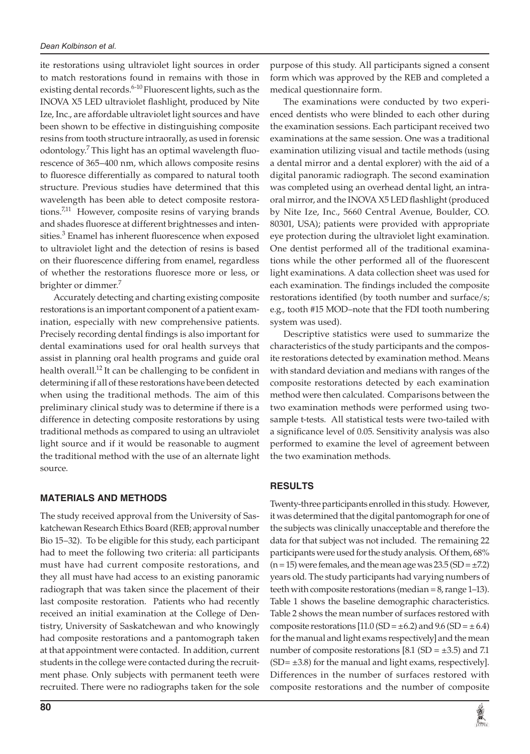ite restorations using ultraviolet light sources in order to match restorations found in remains with those in existing dental records.[6-10] Fluorescent lights, such as the INOVA X5 LED ultraviolet flashlight, produced by Nite Ize, Inc., are affordable ultraviolet light sources and have been shown to be effective in distinguishing composite resins from tooth structure intraorally, as used in forensic odontology.[7] This light has an optimal wavelength fluorescence of 365–400 nm, which allows composite resins to fluoresce differentially as compared to natural tooth structure. Previous studies have determined that this wavelength has been able to detect composite restorations.[7,11] However, composite resins of varying brands and shades fluoresce at different brightnesses and intensities.[3] Enamel has inherent fluorescence when exposed to ultraviolet light and the detection of resins is based on their fluorescence differing from enamel, regardless of whether the restorations fluoresce more or less, or brighter or dimmer.[7]

Accurately detecting and charting existing composite restorations is an important component of a patient examination, especially with new comprehensive patients. Precisely recording dental findings is also important for dental examinations used for oral health surveys that assist in planning oral health programs and guide oral health overall.[12] It can be challenging to be confident in determining if all of these restorations have been detected when using the traditional methods. The aim of this preliminary clinical study was to determine if there is a difference in detecting composite restorations by using traditional methods as compared to using an ultraviolet light source and if it would be reasonable to augment the traditional method with the use of an alternate light source.

## MATERIALS AND METHODS

The study received approval from the University of Saskatchewan Research Ethics Board (REB; approval number Bio 15–32). To be eligible for this study, each participant had to meet the following two criteria: all participants must have had current composite restorations, and they all must have had access to an existing panoramic radiograph that was taken since the placement of their last composite restoration. Patients who had recently received an initial examination at the College of Dentistry, University of Saskatchewan and who knowingly had composite restorations and a pantomograph taken at that appointment were contacted. In addition, current students in the college were contacted during the recruitment phase. Only subjects with permanent teeth were recruited. There were no radiographs taken for the sole purpose of this study. All participants signed a consent form which was approved by the REB and completed a medical questionnaire form.

The examinations were conducted by two experienced dentists who were blinded to each other during the examination sessions. Each participant received two examinations at the same session. One was a traditional examination utilizing visual and tactile methods (using a dental mirror and a dental explorer) with the aid of a digital panoramic radiograph. The second examination was completed using an overhead dental light, an intraoral mirror, and the INOVA X5 LED flashlight (produced by Nite Ize, Inc., 5660 Central Avenue, Boulder, CO. 80301, USA); patients were provided with appropriate eye protection during the ultraviolet light examination. One dentist performed all of the traditional examinations while the other performed all of the fluorescent light examinations. A data collection sheet was used for each examination. The findings included the composite restorations identified (by tooth number and surface/s; e.g., tooth #15 MOD–note that the FDI tooth numbering system was used).

Descriptive statistics were used to summarize the characteristics of the study participants and the composite restorations detected by examination method. Means with standard deviation and medians with ranges of the composite restorations detected by each examination method were then calculated. Comparisons between the two examination methods were performed using two-sample t-tests. All statistical tests were two-tailed with a significance level of 0.05. Sensitivity analysis was also performed to examine the level of agreement between the two examination methods.

## RESULTS

Twenty-three participants enrolled in this study. However, it was determined that the digital pantomograph for one of the subjects was clinically unacceptable and therefore the data for that subject was not included. The remaining 22 participants were used for the study analysis. Of them, 68% (n = 15) were females, and the mean age was 23.5 (SD = ±7.2) years old. The study participants had varying numbers of teeth with composite restorations (median = 8, range 1–13). Table 1 shows the baseline demographic characteristics. Table 2 shows the mean number of surfaces restored with composite restorations [11.0 (SD = ±6.2) and 9.6 (SD = ± 6.4) for the manual and light exams respectively] and the mean number of composite restorations [8.1 (SD = ±3.5) and 7.1 (SD= ±3.8) for the manual and light exams, respectively]. Differences in the number of surfaces restored with composite restorations and the number of composite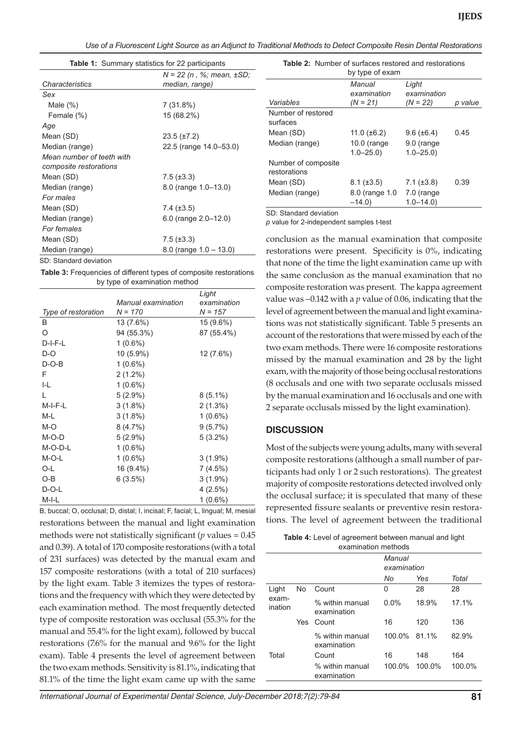**Table 1:** Summary statistics for 22 participants

| *Characteristics* | *N = 22 (n , %; mean, ±SD; median, range)* |
|---|---|
| *Sex* | |
| Male (%) | 7 (31.8%) |
| Female (%) | 15 (68.2%) |
| *Age* | |
| Mean (SD) | 23.5 (±7.2) |
| Median (range) | 22.5 (range 14.0–53.0) |
| *Mean number of teeth with composite restorations* | |
| Mean (SD) | 7.5 (±3.3) |
| Median (range) | 8.0 (range 1.0–13.0) |
| *For males* | |
| Mean (SD) | 7.4 (±3.5) |
| Median (range) | 6.0 (range 2.0–12.0) |
| *For females* | |
| Mean (SD) | 7.5 (±3.3) |
| Median (range) | 8.0 (range 1.0 – 13.0) |

SD: Standard deviation

**Table 2:** Number of surfaces restored and restorations by type of exam

| *Variables* | *Manual examination (N = 21)* | *Light examination (N = 22)* | *p value* |
|---|---|---|---|
| Number of restored surfaces | | | |
| Mean (SD) | 11.0 (±6.2) | 9.6 (±6.4) | 0.45 |
| Median (range) | 10.0 (range 1.0–25.0) | 9.0 (range 1.0–25.0) | |
| Number of composite restorations | | | |
| Mean (SD) | 8.1 (±3.5) | 7.1 (±3.8) | 0.39 |
| Median (range) | 8.0 (range 1.0 –14.0) | 7.0 (range 1.0–14.0) | |

SD: Standard deviation

*p* value for 2-independent samples t-test

**Table 3:** Frequencies of different types of composite restorations by type of examination method

| *Type of restoration* | *Manual examination N = 170* | *Light examination N = 157* |
|---|---|---|
| B | 13 (7.6%) | 15 (9.6%) |
| O | 94 (55.3%) | 87 (55.4%) |
| D-I-F-L | 1 (0.6%) | |
| D-O | 10 (5.9%) | 12 (7.6%) |
| D-O-B | 1 (0.6%) | |
| F | 2 (1.2%) | |
| I-L | 1 (0.6%) | |
| L | 5 (2.9%) | 8 (5.1%) |
| M-I-F-L | 3 (1.8%) | 2 (1.3%) |
| M-L | 3 (1.8%) | 1 (0.6%) |
| M-O | 8 (4.7%) | 9 (5.7%) |
| M-O-D | 5 (2.9%) | 5 (3.2%) |
| M-O-D-L | 1 (0.6%) | |
| M-O-L | 1 (0.6%) | 3 (1.9%) |
| O-L | 16 (9.4%) | 7 (4.5%) |
| O-B | 6 (3.5%) | 3 (1.9%) |
| D-O-L | | 4 (2.5%) |
| M-I-L | | 1 (0.6%) |

B, buccal; O, occlusal; D, distal; I, incisal; F, facial; L, lingual; M, mesial

restorations between the manual and light examination methods were not statistically significant (*p* values = 0.45 and 0.39). A total of 170 composite restorations (with a total of 231 surfaces) was detected by the manual exam and 157 composite restorations (with a total of 210 surfaces) by the light exam. Table 3 itemizes the types of restorations and the frequency with which they were detected by each examination method. The most frequently detected type of composite restoration was occlusal (55.3% for the manual and 55.4% for the light exam), followed by buccal restorations (7.6% for the manual and 9.6% for the light exam). Table 4 presents the level of agreement between the two exam methods. Sensitivity is 81.1%, indicating that 81.1% of the time the light exam came up with the same conclusion as the manual examination that composite restorations were present. Specificity is 0%, indicating that none of the time the light examination came up with the same conclusion as the manual examination that no composite restoration was present. The kappa agreement value was –0.142 with a *p* value of 0.06, indicating that the level of agreement between the manual and light examinations was not statistically significant. Table 5 presents an account of the restorations that were missed by each of the two exam methods. There were 16 composite restorations missed by the manual examination and 28 by the light exam, with the majority of those being occlusal restorations (8 occlusals and one with two separate occlusals missed by the manual examination and 16 occlusals and one with 2 separate occlusals missed by the light examination).

## DISCUSSION

Most of the subjects were young adults, many with several composite restorations (although a small number of participants had only 1 or 2 such restorations). The greatest majority of composite restorations detected involved only the occlusal surface; it is speculated that many of these represented fissure sealants or preventive resin restorations. The level of agreement between the traditional

**Table 4:** Level of agreement between manual and light examination methods

| | | | *Manual examination* | | |
|---|---|---|---|---|---|
| | | | *No* | *Yes* | *Total* |
| Light examination | No | Count | 0 | 28 | 28 |
| | | % within manual examination | 0.0% | 18.9% | 17.1% |
| | Yes | Count | 16 | 120 | 136 |
| | | % within manual examination | 100.0% | 81.1% | 82.9% |
| Total | | Count | 16 | 148 | 164 |
| | | % within manual examination | 100.0% | 100.0% | 100.0% |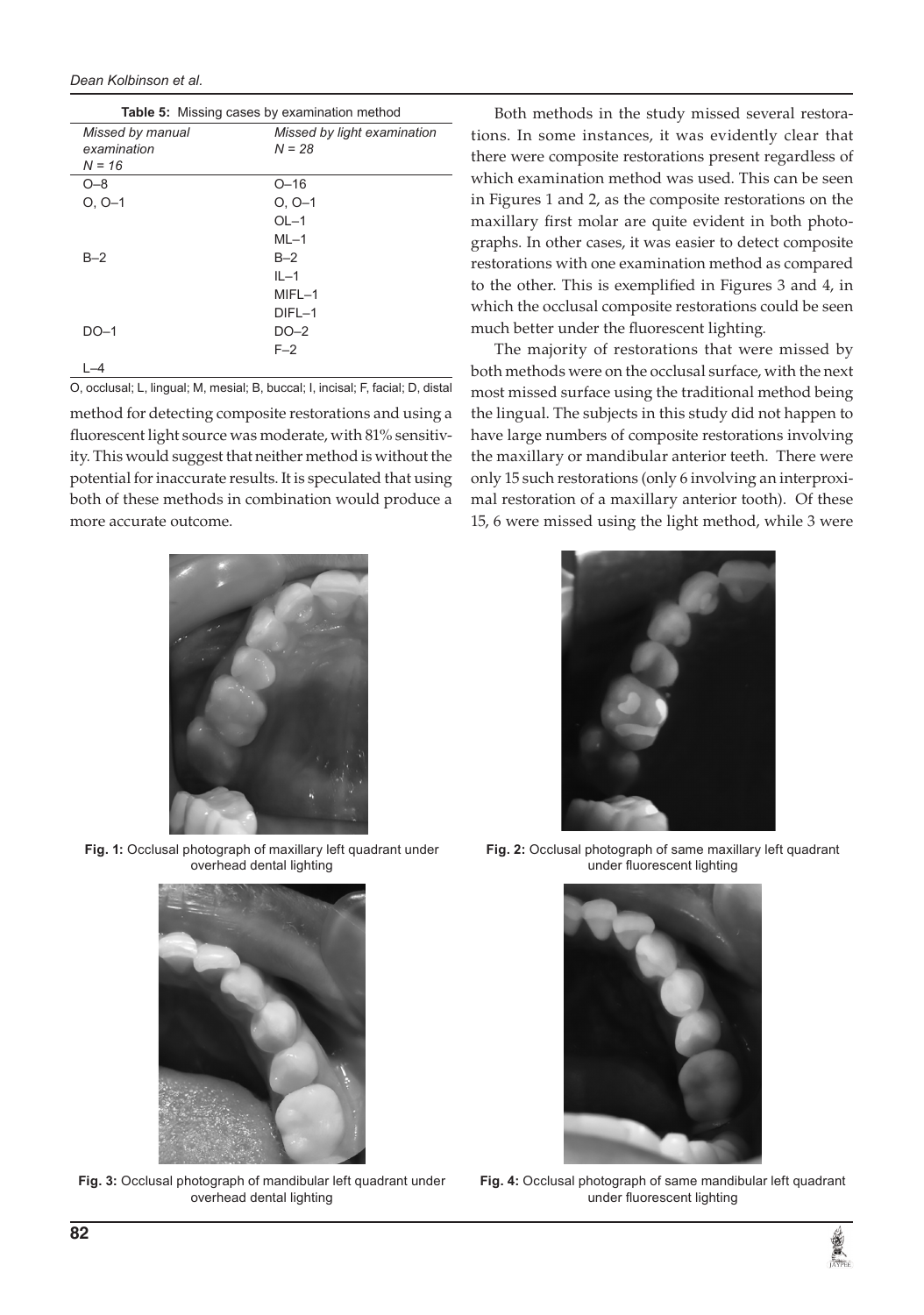**Table 5:** Missing cases by examination method

| *Missed by manual examination N = 16* | *Missed by light examination N = 28* |
|---|---|
| O–8 | O–16 |
| O, O–1 | O, O–1 |
| | OL–1 |
| | ML–1 |
| B–2 | B–2 |
| | IL–1 |
| | MIFL–1 |
| | DIFL–1 |
| DO–1 | DO–2 |
| | F–2 |
| L–4 | |

O, occlusal; L, lingual; M, mesial; B, buccal; I, incisal; F, facial; D, distal

method for detecting composite restorations and using a fluorescent light source was moderate, with 81% sensitivity. This would suggest that neither method is without the potential for inaccurate results. It is speculated that using both of these methods in combination would produce a more accurate outcome.

Both methods in the study missed several restorations. In some instances, it was evidently clear that there were composite restorations present regardless of which examination method was used. This can be seen in Figures 1 and 2, as the composite restorations on the maxillary first molar are quite evident in both photographs. In other cases, it was easier to detect composite restorations with one examination method as compared to the other. This is exemplified in Figures 3 and 4, in which the occlusal composite restorations could be seen much better under the fluorescent lighting.

The majority of restorations that were missed by both methods were on the occlusal surface, with the next most missed surface using the traditional method being the lingual. The subjects in this study did not happen to have large numbers of composite restorations involving the maxillary or mandibular anterior teeth. There were only 15 such restorations (only 6 involving an interproximal restoration of a maxillary anterior tooth). Of these 15, 6 were missed using the light method, while 3 were

**Fig. 1:** Occlusal photograph of maxillary left quadrant under overhead dental lighting

**Fig. 2:** Occlusal photograph of same maxillary left quadrant under fluorescent lighting

**Fig. 3:** Occlusal photograph of mandibular left quadrant under overhead dental lighting

**Fig. 4:** Occlusal photograph of same mandibular left quadrant under fluorescent lighting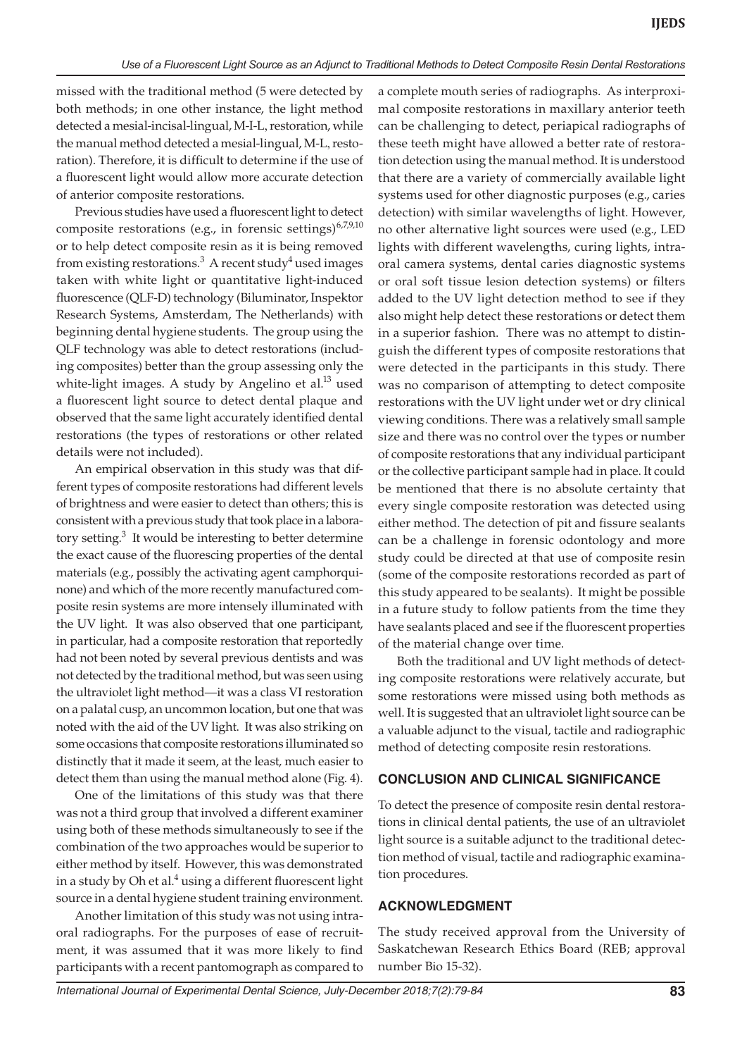missed with the traditional method (5 were detected by both methods; in one other instance, the light method detected a mesial-incisal-lingual, M-I-L, restoration, while the manual method detected a mesial-lingual, M-L, restoration). Therefore, it is difficult to determine if the use of a fluorescent light would allow more accurate detection of anterior composite restorations.

Previous studies have used a fluorescent light to detect composite restorations (e.g., in forensic settings)[6,7,9,10] or to help detect composite resin as it is being removed from existing restorations.[3] A recent study[4] used images taken with white light or quantitative light-induced fluorescence (QLF-D) technology (Biluminator, Inspektor Research Systems, Amsterdam, The Netherlands) with beginning dental hygiene students. The group using the QLF technology was able to detect restorations (including composites) better than the group assessing only the white-light images. A study by Angelino et al.[13] used a fluorescent light source to detect dental plaque and observed that the same light accurately identified dental restorations (the types of restorations or other related details were not included).

An empirical observation in this study was that different types of composite restorations had different levels of brightness and were easier to detect than others; this is consistent with a previous study that took place in a laboratory setting.[3] It would be interesting to better determine the exact cause of the fluorescing properties of the dental materials (e.g., possibly the activating agent camphorquinone) and which of the more recently manufactured composite resin systems are more intensely illuminated with the UV light. It was also observed that one participant, in particular, had a composite restoration that reportedly had not been noted by several previous dentists and was not detected by the traditional method, but was seen using the ultraviolet light method—it was a class VI restoration on a palatal cusp, an uncommon location, but one that was noted with the aid of the UV light. It was also striking on some occasions that composite restorations illuminated so distinctly that it made it seem, at the least, much easier to detect them than using the manual method alone (Fig. 4).

One of the limitations of this study was that there was not a third group that involved a different examiner using both of these methods simultaneously to see if the combination of the two approaches would be superior to either method by itself. However, this was demonstrated in a study by Oh et al.[4] using a different fluorescent light source in a dental hygiene student training environment.

Another limitation of this study was not using intraoral radiographs. For the purposes of ease of recruitment, it was assumed that it was more likely to find participants with a recent pantomograph as compared to a complete mouth series of radiographs. As interproximal composite restorations in maxillary anterior teeth can be challenging to detect, periapical radiographs of these teeth might have allowed a better rate of restoration detection using the manual method. It is understood that there are a variety of commercially available light systems used for other diagnostic purposes (e.g., caries detection) with similar wavelengths of light. However, no other alternative light sources were used (e.g., LED lights with different wavelengths, curing lights, intraoral camera systems, dental caries diagnostic systems or oral soft tissue lesion detection systems) or filters added to the UV light detection method to see if they also might help detect these restorations or detect them in a superior fashion. There was no attempt to distinguish the different types of composite restorations that were detected in the participants in this study. There was no comparison of attempting to detect composite restorations with the UV light under wet or dry clinical viewing conditions. There was a relatively small sample size and there was no control over the types or number of composite restorations that any individual participant or the collective participant sample had in place. It could be mentioned that there is no absolute certainty that every single composite restoration was detected using either method. The detection of pit and fissure sealants can be a challenge in forensic odontology and more study could be directed at that use of composite resin (some of the composite restorations recorded as part of this study appeared to be sealants). It might be possible in a future study to follow patients from the time they have sealants placed and see if the fluorescent properties of the material change over time.

Both the traditional and UV light methods of detecting composite restorations were relatively accurate, but some restorations were missed using both methods as well. It is suggested that an ultraviolet light source can be a valuable adjunct to the visual, tactile and radiographic method of detecting composite resin restorations.

## CONCLUSION AND CLINICAL SIGNIFICANCE

To detect the presence of composite resin dental restorations in clinical dental patients, the use of an ultraviolet light source is a suitable adjunct to the traditional detection method of visual, tactile and radiographic examination procedures.

## ACKNOWLEDGMENT

The study received approval from the University of Saskatchewan Research Ethics Board (REB; approval number Bio 15-32).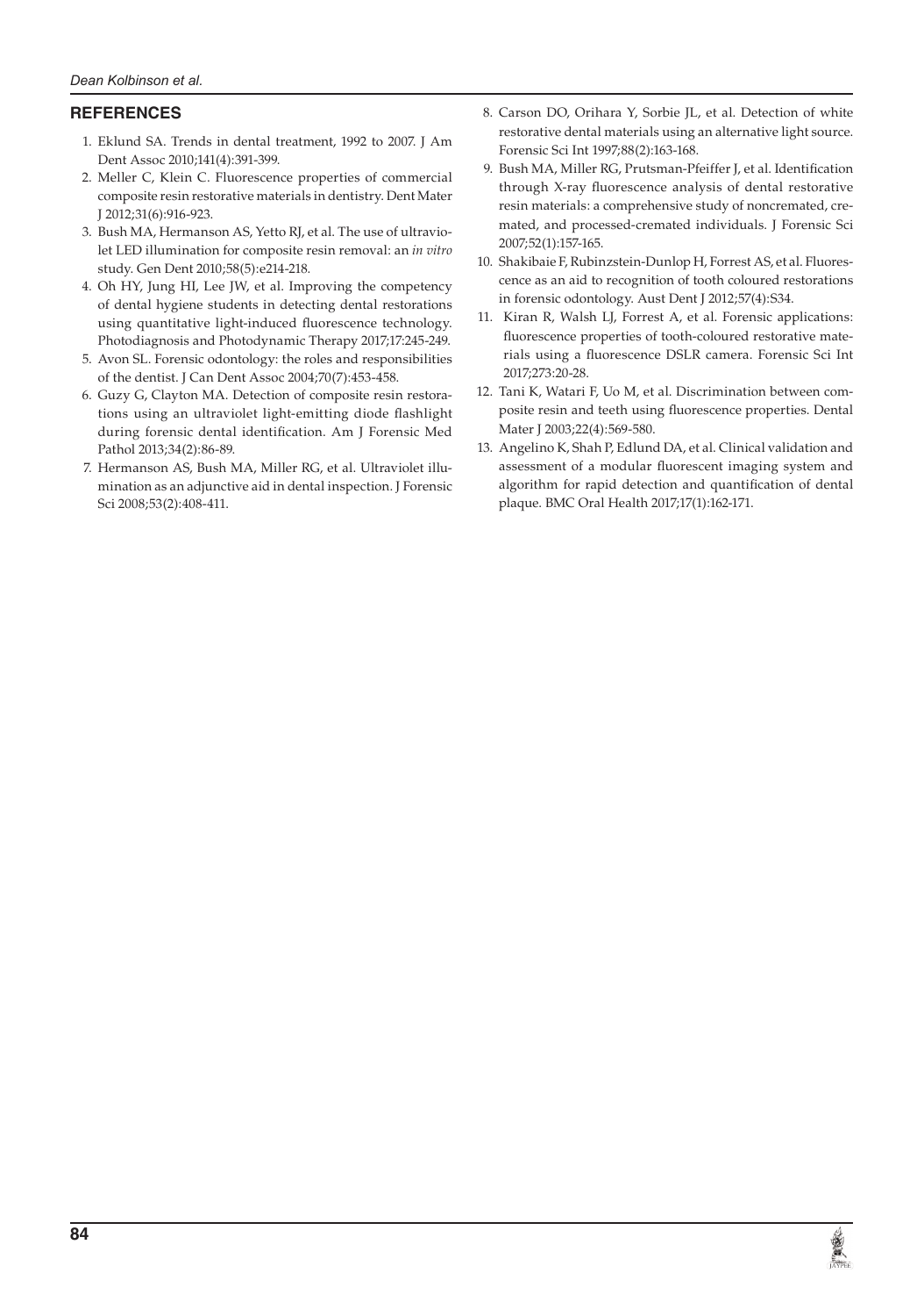## REFERENCES

1. Eklund SA. Trends in dental treatment, 1992 to 2007. J Am Dent Assoc 2010;141(4):391-399.
2. Meller C, Klein C. Fluorescence properties of commercial composite resin restorative materials in dentistry. Dent Mater J 2012;31(6):916-923.
3. Bush MA, Hermanson AS, Yetto RJ, et al. The use of ultraviolet LED illumination for composite resin removal: an *in vitro* study. Gen Dent 2010;58(5):e214-218.
4. Oh HY, Jung HI, Lee JW, et al. Improving the competency of dental hygiene students in detecting dental restorations using quantitative light-induced fluorescence technology. Photodiagnosis and Photodynamic Therapy 2017;17:245-249.
5. Avon SL. Forensic odontology: the roles and responsibilities of the dentist. J Can Dent Assoc 2004;70(7):453-458.
6. Guzy G, Clayton MA. Detection of composite resin restorations using an ultraviolet light-emitting diode flashlight during forensic dental identification. Am J Forensic Med Pathol 2013;34(2):86-89.
7. Hermanson AS, Bush MA, Miller RG, et al. Ultraviolet illumination as an adjunctive aid in dental inspection. J Forensic Sci 2008;53(2):408-411.
8. Carson DO, Orihara Y, Sorbie JL, et al. Detection of white restorative dental materials using an alternative light source. Forensic Sci Int 1997;88(2):163-168.
9. Bush MA, Miller RG, Prutsman-Pfeiffer J, et al. Identification through X-ray fluorescence analysis of dental restorative resin materials: a comprehensive study of noncremated, cremated, and processed-cremated individuals. J Forensic Sci 2007;52(1):157-165.
10. Shakibaie F, Rubinzstein-Dunlop H, Forrest AS, et al. Fluorescence as an aid to recognition of tooth coloured restorations in forensic odontology. Aust Dent J 2012;57(4):S34.
11. Kiran R, Walsh LJ, Forrest A, et al. Forensic applications: fluorescence properties of tooth-coloured restorative materials using a fluorescence DSLR camera. Forensic Sci Int 2017;273:20-28.
12. Tani K, Watari F, Uo M, et al. Discrimination between composite resin and teeth using fluorescence properties. Dental Mater J 2003;22(4):569-580.
13. Angelino K, Shah P, Edlund DA, et al. Clinical validation and assessment of a modular fluorescent imaging system and algorithm for rapid detection and quantification of dental plaque. BMC Oral Health 2017;17(1):162-171.